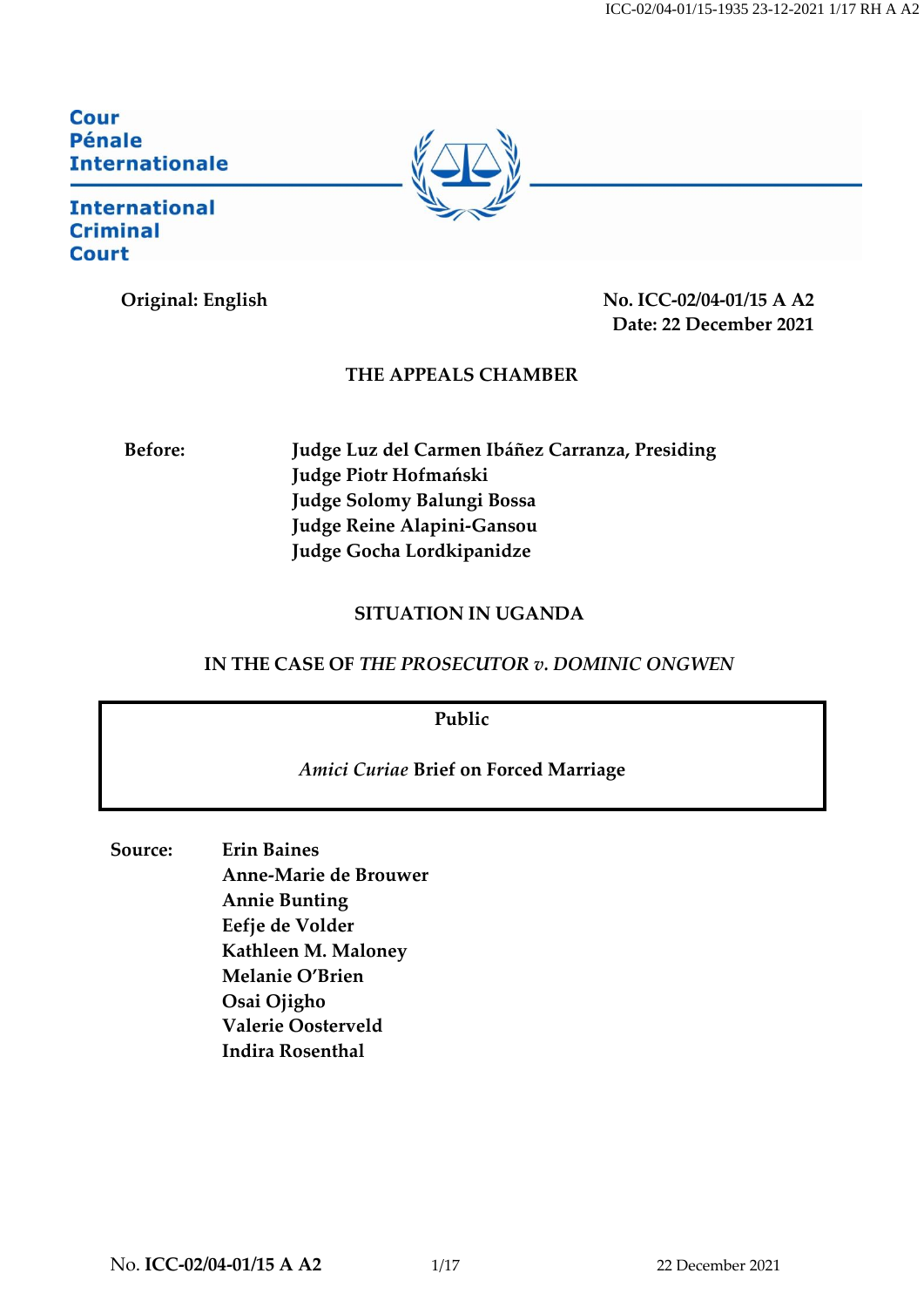Cour
Pénale
Internationale

International
Criminal
Court

**Original: English** | **No. ICC-02/04-01/15 A A2**
**Date: 22 December 2021**

**THE APPEALS CHAMBER**

**Before:**
**Judge Luz del Carmen Ibáñez Carranza, Presiding**
**Judge Piotr Hofmański**
**Judge Solomy Balungi Bossa**
**Judge Reine Alapini-Gansou**
**Judge Gocha Lordkipanidze**

**SITUATION IN UGANDA**

**IN THE CASE OF *THE PROSECUTOR v. DOMINIC ONGWEN***

**Public**

***Amici Curiae* Brief on Forced Marriage**

**Source:**
**Erin Baines**
**Anne-Marie de Brouwer**
**Annie Bunting**
**Eefje de Volder**
**Kathleen M. Maloney**
**Melanie O'Brien**
**Osai Ojigho**
**Valerie Oosterveld**
**Indira Rosenthal**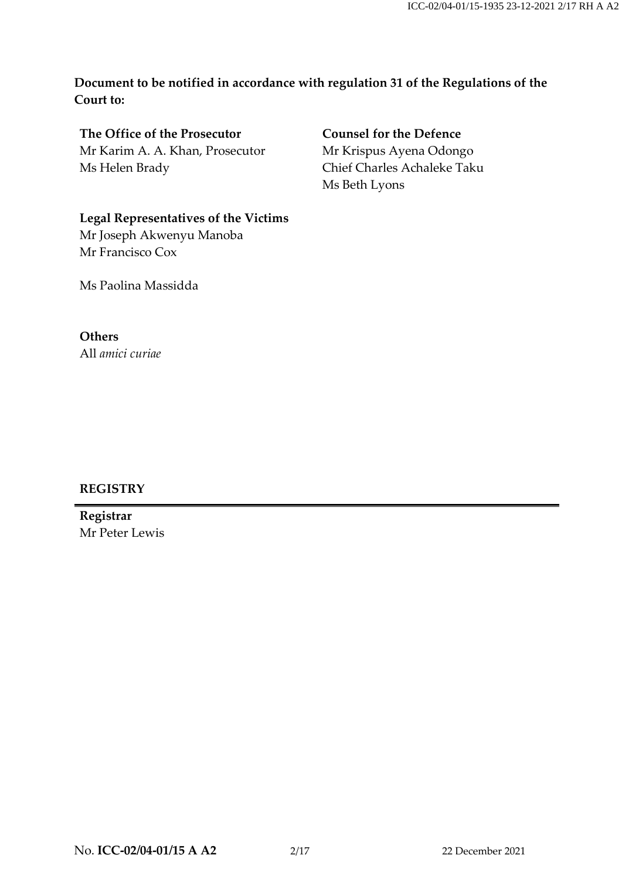**Document to be notified in accordance with regulation 31 of the Regulations of the Court to:**

**The Office of the Prosecutor**
Mr Karim A. A. Khan, Prosecutor
Ms Helen Brady

**Counsel for the Defence**
Mr Krispus Ayena Odongo
Chief Charles Achaleke Taku
Ms Beth Lyons

**Legal Representatives of the Victims**
Mr Joseph Akwenyu Manoba
Mr Francisco Cox

Ms Paolina Massidda

**Others**
All *amici curiae*

**REGISTRY**

**Registrar**
Mr Peter Lewis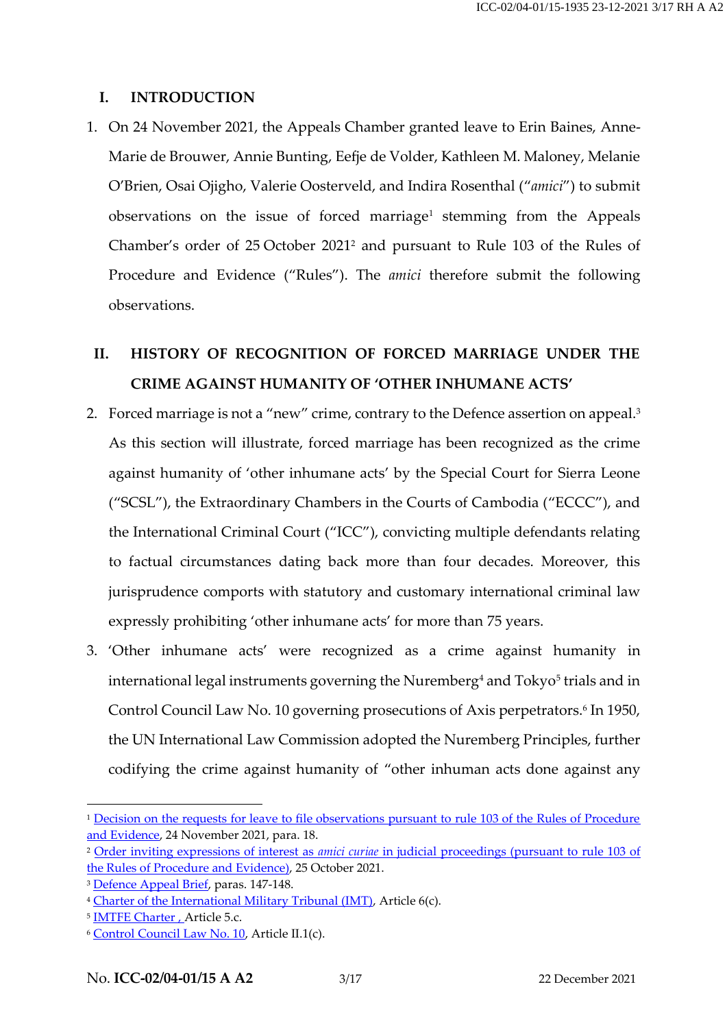## I. INTRODUCTION

1. On 24 November 2021, the Appeals Chamber granted leave to Erin Baines, Anne-Marie de Brouwer, Annie Bunting, Eefje de Volder, Kathleen M. Maloney, Melanie O'Brien, Osai Ojigho, Valerie Oosterveld, and Indira Rosenthal ("*amici*") to submit observations on the issue of forced marriage[1] stemming from the Appeals Chamber's order of 25 October 2021[2] and pursuant to Rule 103 of the Rules of Procedure and Evidence ("Rules"). The *amici* therefore submit the following observations.

## II. HISTORY OF RECOGNITION OF FORCED MARRIAGE UNDER THE CRIME AGAINST HUMANITY OF 'OTHER INHUMANE ACTS'

2. Forced marriage is not a "new" crime, contrary to the Defence assertion on appeal.[3] As this section will illustrate, forced marriage has been recognized as the crime against humanity of 'other inhumane acts' by the Special Court for Sierra Leone ("SCSL"), the Extraordinary Chambers in the Courts of Cambodia ("ECCC"), and the International Criminal Court ("ICC"), convicting multiple defendants relating to factual circumstances dating back more than four decades. Moreover, this jurisprudence comports with statutory and customary international criminal law expressly prohibiting 'other inhumane acts' for more than 75 years.

3. 'Other inhumane acts' were recognized as a crime against humanity in international legal instruments governing the Nuremberg[4] and Tokyo[5] trials and in Control Council Law No. 10 governing prosecutions of Axis perpetrators.[6] In 1950, the UN International Law Commission adopted the Nuremberg Principles, further codifying the crime against humanity of "other inhuman acts done against any

---

[1] Decision on the requests for leave to file observations pursuant to rule 103 of the Rules of Procedure and Evidence, 24 November 2021, para. 18.

[2] Order inviting expressions of interest as *amici curiae* in judicial proceedings (pursuant to rule 103 of the Rules of Procedure and Evidence), 25 October 2021.

[3] Defence Appeal Brief, paras. 147-148.

[4] Charter of the International Military Tribunal (IMT), Article 6(c).

[5] IMTFE Charter , Article 5.c.

[6] Control Council Law No. 10, Article II.1(c).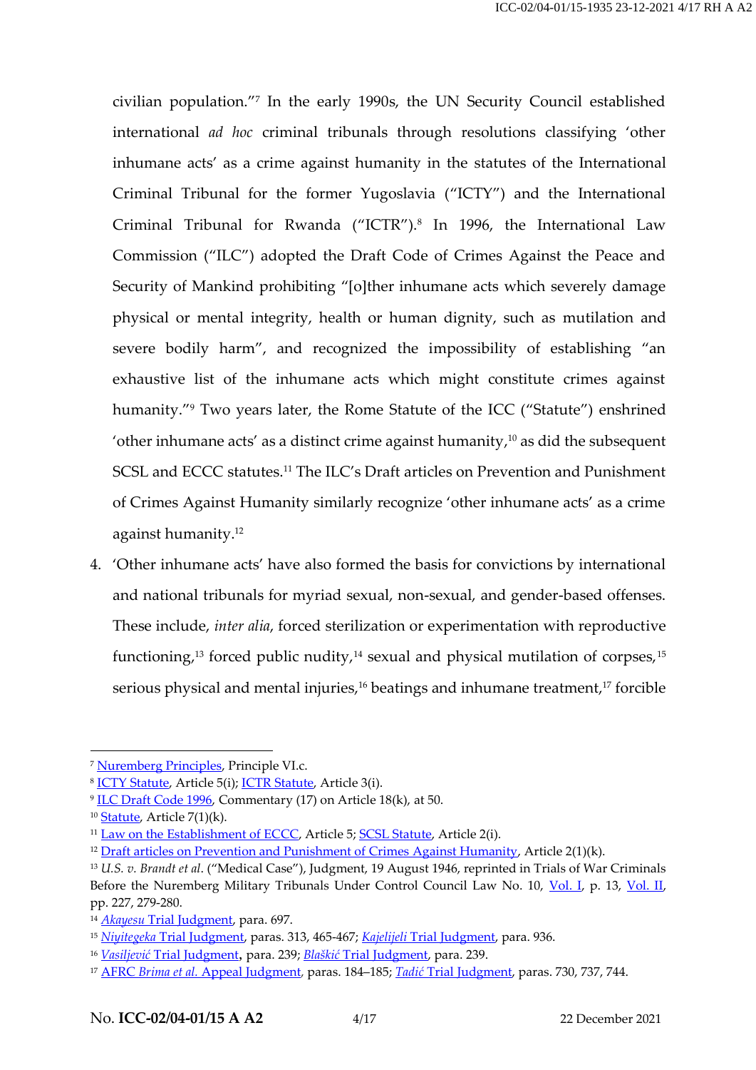civilian population."[7] In the early 1990s, the UN Security Council established international *ad hoc* criminal tribunals through resolutions classifying 'other inhumane acts' as a crime against humanity in the statutes of the International Criminal Tribunal for the former Yugoslavia ("ICTY") and the International Criminal Tribunal for Rwanda ("ICTR").[8] In 1996, the International Law Commission ("ILC") adopted the Draft Code of Crimes Against the Peace and Security of Mankind prohibiting "[o]ther inhumane acts which severely damage physical or mental integrity, health or human dignity, such as mutilation and severe bodily harm", and recognized the impossibility of establishing "an exhaustive list of the inhumane acts which might constitute crimes against humanity."[9] Two years later, the Rome Statute of the ICC ("Statute") enshrined 'other inhumane acts' as a distinct crime against humanity,[10] as did the subsequent SCSL and ECCC statutes.[11] The ILC's Draft articles on Prevention and Punishment of Crimes Against Humanity similarly recognize 'other inhumane acts' as a crime against humanity.[12]

4. 'Other inhumane acts' have also formed the basis for convictions by international and national tribunals for myriad sexual, non-sexual, and gender-based offenses. These include, *inter alia*, forced sterilization or experimentation with reproductive functioning,[13] forced public nudity,[14] sexual and physical mutilation of corpses,[15] serious physical and mental injuries,[16] beatings and inhumane treatment,[17] forcible

---

[7] Nuremberg Principles, Principle VI.c.

[8] ICTY Statute, Article 5(i); ICTR Statute, Article 3(i).

[9] ILC Draft Code 1996, Commentary (17) on Article 18(k), at 50.

[10] Statute, Article 7(1)(k).

[11] Law on the Establishment of ECCC, Article 5; SCSL Statute, Article 2(i).

[12] Draft articles on Prevention and Punishment of Crimes Against Humanity, Article 2(1)(k).

[13] *U.S. v. Brandt et al.* ("Medical Case"), Judgment, 19 August 1946, reprinted in Trials of War Criminals Before the Nuremberg Military Tribunals Under Control Council Law No. 10, Vol. I, p. 13, Vol. II, pp. 227, 279-280.

[14] *Akayesu* Trial Judgment, para. 697.

[15] *Niyitegeka* Trial Judgment, paras. 313, 465-467; *Kajelijeli* Trial Judgment, para. 936.

[16] *Vasiljević* Trial Judgment, para. 239; *Blaškić* Trial Judgment, para. 239.

[17] AFRC *Brima et al.* Appeal Judgment, paras. 184–185; *Tadić* Trial Judgment, paras. 730, 737, 744.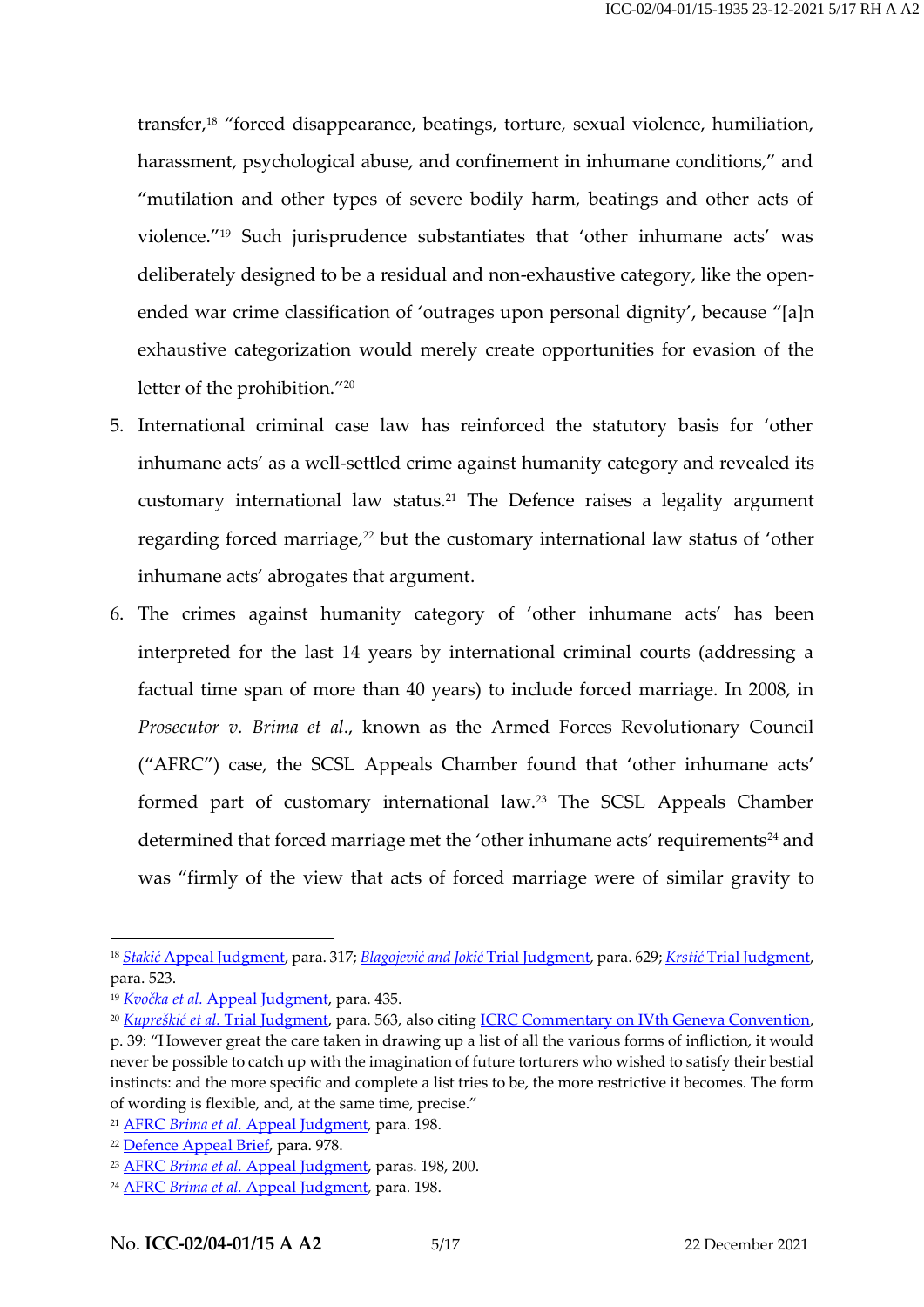transfer,[18] "forced disappearance, beatings, torture, sexual violence, humiliation, harassment, psychological abuse, and confinement in inhumane conditions," and "mutilation and other types of severe bodily harm, beatings and other acts of violence."[19] Such jurisprudence substantiates that 'other inhumane acts' was deliberately designed to be a residual and non-exhaustive category, like the open-ended war crime classification of 'outrages upon personal dignity', because "[a]n exhaustive categorization would merely create opportunities for evasion of the letter of the prohibition."[20]

5. International criminal case law has reinforced the statutory basis for 'other inhumane acts' as a well-settled crime against humanity category and revealed its customary international law status.[21] The Defence raises a legality argument regarding forced marriage,[22] but the customary international law status of 'other inhumane acts' abrogates that argument.

6. The crimes against humanity category of 'other inhumane acts' has been interpreted for the last 14 years by international criminal courts (addressing a factual time span of more than 40 years) to include forced marriage. In 2008, in *Prosecutor v. Brima et al*., known as the Armed Forces Revolutionary Council ("AFRC") case, the SCSL Appeals Chamber found that 'other inhumane acts' formed part of customary international law.[23] The SCSL Appeals Chamber determined that forced marriage met the 'other inhumane acts' requirements[24] and was "firmly of the view that acts of forced marriage were of similar gravity to

---

[18] *Stakić* Appeal Judgment, para. 317; *Blagojević and Jokić* Trial Judgment, para. 629; *Krstić* Trial Judgment, para. 523.

[19] *Kvočka et al.* Appeal Judgment, para. 435.

[20] *Kupreškić et al.* Trial Judgment, para. 563, also citing ICRC Commentary on IVth Geneva Convention, p. 39: "However great the care taken in drawing up a list of all the various forms of infliction, it would never be possible to catch up with the imagination of future torturers who wished to satisfy their bestial instincts: and the more specific and complete a list tries to be, the more restrictive it becomes. The form of wording is flexible, and, at the same time, precise."

[21] AFRC *Brima et al.* Appeal Judgment, para. 198.

[22] Defence Appeal Brief, para. 978.

[23] AFRC *Brima et al.* Appeal Judgment, paras. 198, 200.

[24] AFRC *Brima et al.* Appeal Judgment, para. 198.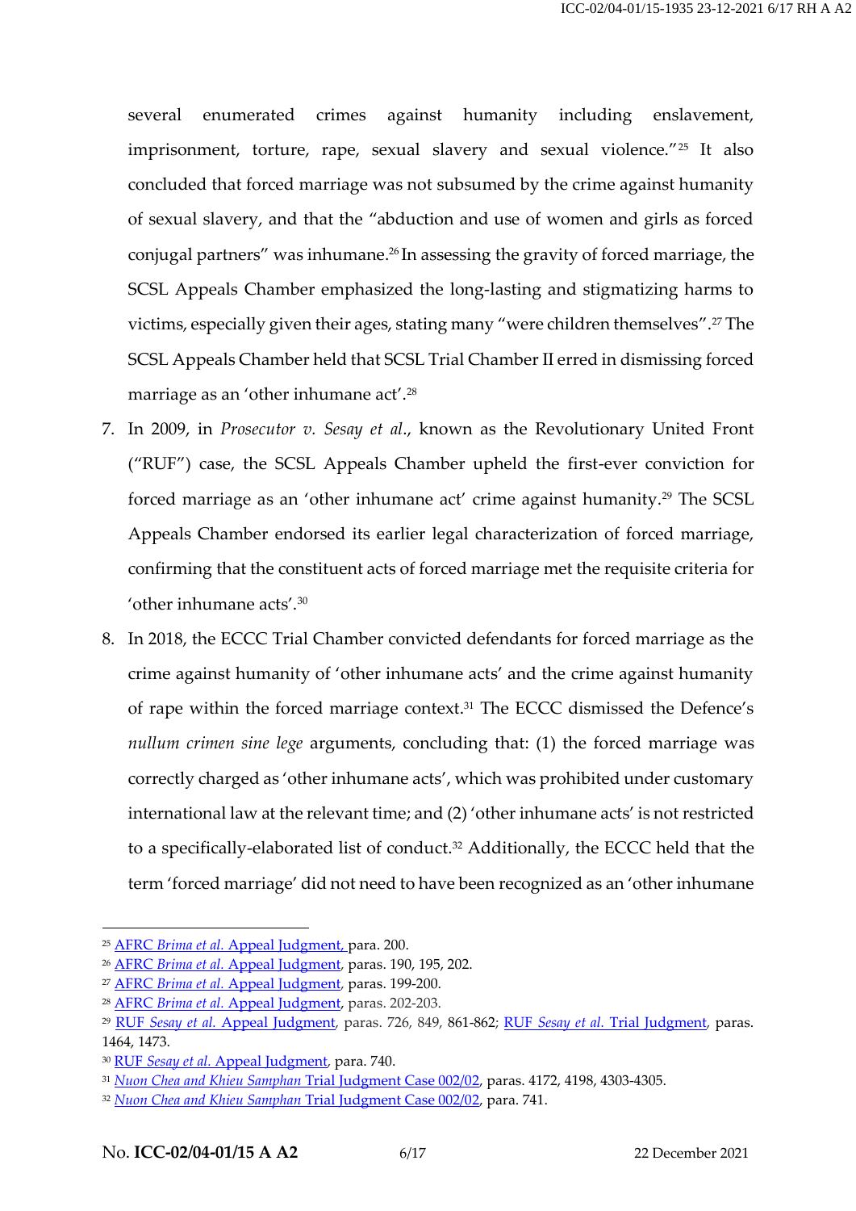several enumerated crimes against humanity including enslavement, imprisonment, torture, rape, sexual slavery and sexual violence."[25] It also concluded that forced marriage was not subsumed by the crime against humanity of sexual slavery, and that the "abduction and use of women and girls as forced conjugal partners" was inhumane.[26] In assessing the gravity of forced marriage, the SCSL Appeals Chamber emphasized the long-lasting and stigmatizing harms to victims, especially given their ages, stating many "were children themselves".[27] The SCSL Appeals Chamber held that SCSL Trial Chamber II erred in dismissing forced marriage as an 'other inhumane act'.[28]

7. In 2009, in *Prosecutor v. Sesay et al.*, known as the Revolutionary United Front ("RUF") case, the SCSL Appeals Chamber upheld the first-ever conviction for forced marriage as an 'other inhumane act' crime against humanity.[29] The SCSL Appeals Chamber endorsed its earlier legal characterization of forced marriage, confirming that the constituent acts of forced marriage met the requisite criteria for 'other inhumane acts'.[30]

8. In 2018, the ECCC Trial Chamber convicted defendants for forced marriage as the crime against humanity of 'other inhumane acts' and the crime against humanity of rape within the forced marriage context.[31] The ECCC dismissed the Defence's *nullum crimen sine lege* arguments, concluding that: (1) the forced marriage was correctly charged as 'other inhumane acts', which was prohibited under customary international law at the relevant time; and (2) 'other inhumane acts' is not restricted to a specifically-elaborated list of conduct.[32] Additionally, the ECCC held that the term 'forced marriage' did not need to have been recognized as an 'other inhumane

---

[25] AFRC *Brima et al.* Appeal Judgment, para. 200.
[26] AFRC *Brima et al.* Appeal Judgment, paras. 190, 195, 202.
[27] AFRC *Brima et al.* Appeal Judgment, paras. 199-200.
[28] AFRC *Brima et al.* Appeal Judgment, paras. 202-203.
[29] RUF *Sesay et al.* Appeal Judgment, paras. 726, 849, 861-862; RUF *Sesay et al.* Trial Judgment, paras. 1464, 1473.
[30] RUF *Sesay et al.* Appeal Judgment, para. 740.
[31] *Nuon Chea and Khieu Samphan* Trial Judgment Case 002/02, paras. 4172, 4198, 4303-4305.
[32] *Nuon Chea and Khieu Samphan* Trial Judgment Case 002/02, para. 741.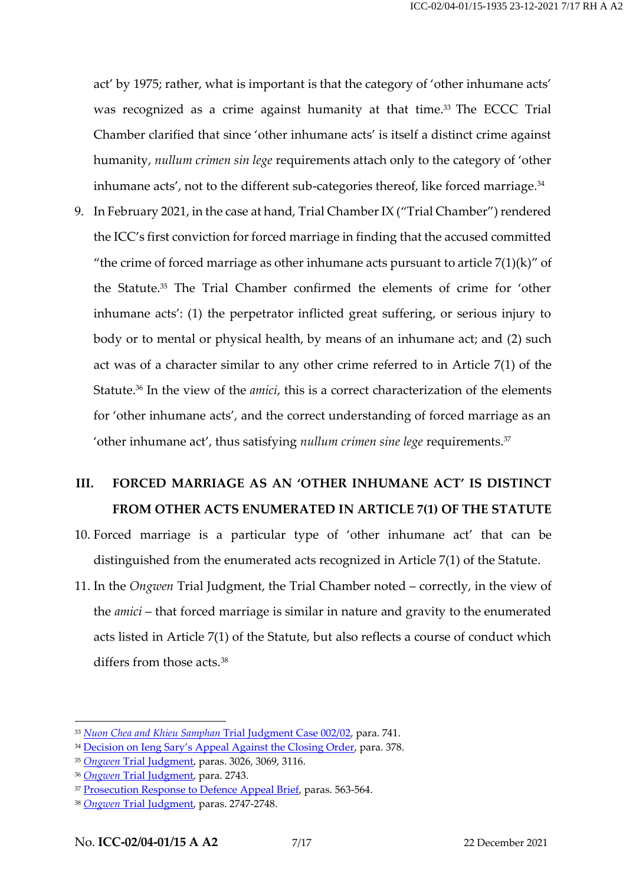act' by 1975; rather, what is important is that the category of 'other inhumane acts' was recognized as a crime against humanity at that time.[33] The ECCC Trial Chamber clarified that since 'other inhumane acts' is itself a distinct crime against humanity, *nullum crimen sin lege* requirements attach only to the category of 'other inhumane acts', not to the different sub-categories thereof, like forced marriage.[34]

9. In February 2021, in the case at hand, Trial Chamber IX ("Trial Chamber") rendered the ICC's first conviction for forced marriage in finding that the accused committed "the crime of forced marriage as other inhumane acts pursuant to article 7(1)(k)" of the Statute.[35] The Trial Chamber confirmed the elements of crime for 'other inhumane acts': (1) the perpetrator inflicted great suffering, or serious injury to body or to mental or physical health, by means of an inhumane act; and (2) such act was of a character similar to any other crime referred to in Article 7(1) of the Statute.[36] In the view of the *amici*, this is a correct characterization of the elements for 'other inhumane acts', and the correct understanding of forced marriage as an 'other inhumane act', thus satisfying *nullum crimen sine lege* requirements.[37]

## III. FORCED MARRIAGE AS AN 'OTHER INHUMANE ACT' IS DISTINCT FROM OTHER ACTS ENUMERATED IN ARTICLE 7(1) OF THE STATUTE

10. Forced marriage is a particular type of 'other inhumane act' that can be distinguished from the enumerated acts recognized in Article 7(1) of the Statute.

11. In the *Ongwen* Trial Judgment, the Trial Chamber noted – correctly, in the view of the *amici* – that forced marriage is similar in nature and gravity to the enumerated acts listed in Article 7(1) of the Statute, but also reflects a course of conduct which differs from those acts.[38]

---

[33] *Nuon Chea and Khieu Samphan* Trial Judgment Case 002/02, para. 741.

[34] Decision on Ieng Sary's Appeal Against the Closing Order, para. 378.

[35] *Ongwen* Trial Judgment, paras. 3026, 3069, 3116.

[36] *Ongwen* Trial Judgment, para. 2743.

[37] Prosecution Response to Defence Appeal Brief, paras. 563-564.

[38] *Ongwen* Trial Judgment, paras. 2747-2748.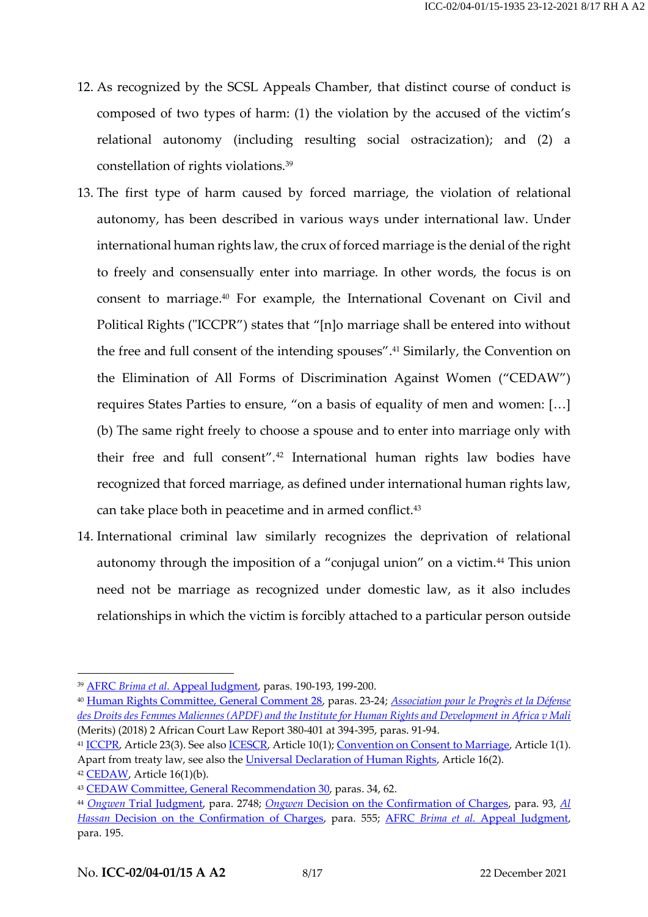12. As recognized by the SCSL Appeals Chamber, that distinct course of conduct is composed of two types of harm: (1) the violation by the accused of the victim's relational autonomy (including resulting social ostracization); and (2) a constellation of rights violations.[39]

13. The first type of harm caused by forced marriage, the violation of relational autonomy, has been described in various ways under international law. Under international human rights law, the crux of forced marriage is the denial of the right to freely and consensually enter into marriage. In other words, the focus is on consent to marriage.[40] For example, the International Covenant on Civil and Political Rights ("ICCPR") states that "[n]o marriage shall be entered into without the free and full consent of the intending spouses".[41] Similarly, the Convention on the Elimination of All Forms of Discrimination Against Women ("CEDAW") requires States Parties to ensure, "on a basis of equality of men and women: […] (b) The same right freely to choose a spouse and to enter into marriage only with their free and full consent".[42] International human rights law bodies have recognized that forced marriage, as defined under international human rights law, can take place both in peacetime and in armed conflict.[43]

14. International criminal law similarly recognizes the deprivation of relational autonomy through the imposition of a "conjugal union" on a victim.[44] This union need not be marriage as recognized under domestic law, as it also includes relationships in which the victim is forcibly attached to a particular person outside

---

[39] AFRC *Brima et al.* Appeal Judgment, paras. 190-193, 199-200.

[40] Human Rights Committee, General Comment 28, paras. 23-24; *Association pour le Progrès et la Défense des Droits des Femmes Maliennes (APDF) and the Institute for Human Rights and Development in Africa v Mali* (Merits) (2018) 2 African Court Law Report 380-401 at 394-395, paras. 91-94.

[41] ICCPR, Article 23(3). See also ICESCR, Article 10(1); Convention on Consent to Marriage, Article 1(1). Apart from treaty law, see also the Universal Declaration of Human Rights, Article 16(2).

[42] CEDAW, Article 16(1)(b).

[43] CEDAW Committee, General Recommendation 30, paras. 34, 62.

[44] *Ongwen* Trial Judgment, para. 2748; *Ongwen* Decision on the Confirmation of Charges, para. 93, *Al Hassan* Decision on the Confirmation of Charges, para. 555; AFRC *Brima et al.* Appeal Judgment, para. 195.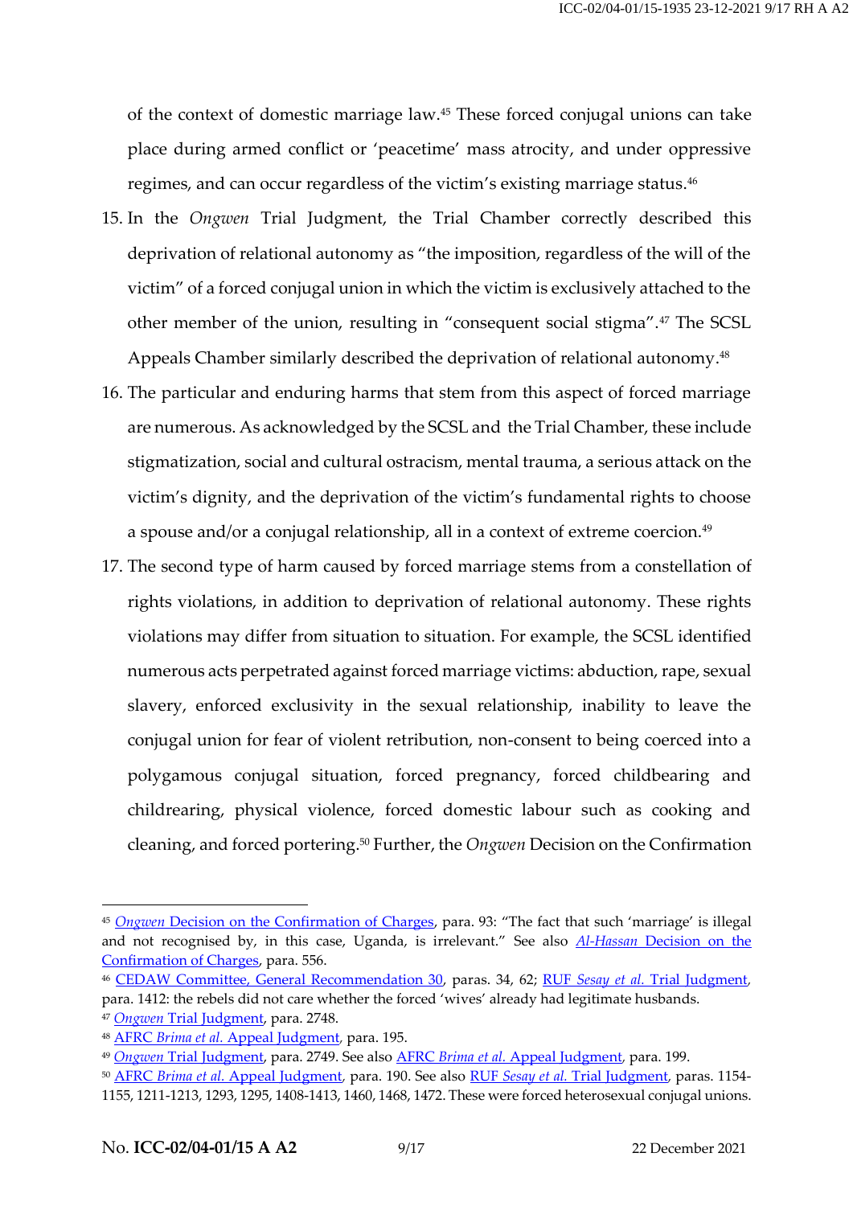of the context of domestic marriage law.[45] These forced conjugal unions can take place during armed conflict or 'peacetime' mass atrocity, and under oppressive regimes, and can occur regardless of the victim's existing marriage status.[46]

15. In the *Ongwen* Trial Judgment, the Trial Chamber correctly described this deprivation of relational autonomy as "the imposition, regardless of the will of the victim" of a forced conjugal union in which the victim is exclusively attached to the other member of the union, resulting in "consequent social stigma".[47] The SCSL Appeals Chamber similarly described the deprivation of relational autonomy.[48]

16. The particular and enduring harms that stem from this aspect of forced marriage are numerous. As acknowledged by the SCSL and the Trial Chamber, these include stigmatization, social and cultural ostracism, mental trauma, a serious attack on the victim's dignity, and the deprivation of the victim's fundamental rights to choose a spouse and/or a conjugal relationship, all in a context of extreme coercion.[49]

17. The second type of harm caused by forced marriage stems from a constellation of rights violations, in addition to deprivation of relational autonomy. These rights violations may differ from situation to situation. For example, the SCSL identified numerous acts perpetrated against forced marriage victims: abduction, rape, sexual slavery, enforced exclusivity in the sexual relationship, inability to leave the conjugal union for fear of violent retribution, non-consent to being coerced into a polygamous conjugal situation, forced pregnancy, forced childbearing and childrearing, physical violence, forced domestic labour such as cooking and cleaning, and forced portering.[50] Further, the *Ongwen* Decision on the Confirmation

---

[45] *Ongwen* Decision on the Confirmation of Charges, para. 93: "The fact that such 'marriage' is illegal and not recognised by, in this case, Uganda, is irrelevant." See also *Al-Hassan* Decision on the Confirmation of Charges, para. 556.

[46] CEDAW Committee, General Recommendation 30, paras. 34, 62; RUF *Sesay et al.* Trial Judgment, para. 1412: the rebels did not care whether the forced 'wives' already had legitimate husbands.

[47] *Ongwen* Trial Judgment, para. 2748.

[48] AFRC *Brima et al.* Appeal Judgment, para. 195.

[49] *Ongwen* Trial Judgment, para. 2749. See also AFRC *Brima et al.* Appeal Judgment, para. 199.

[50] AFRC *Brima et al.* Appeal Judgment, para. 190. See also RUF *Sesay et al.* Trial Judgment, paras. 1154-1155, 1211-1213, 1293, 1295, 1408-1413, 1460, 1468, 1472. These were forced heterosexual conjugal unions.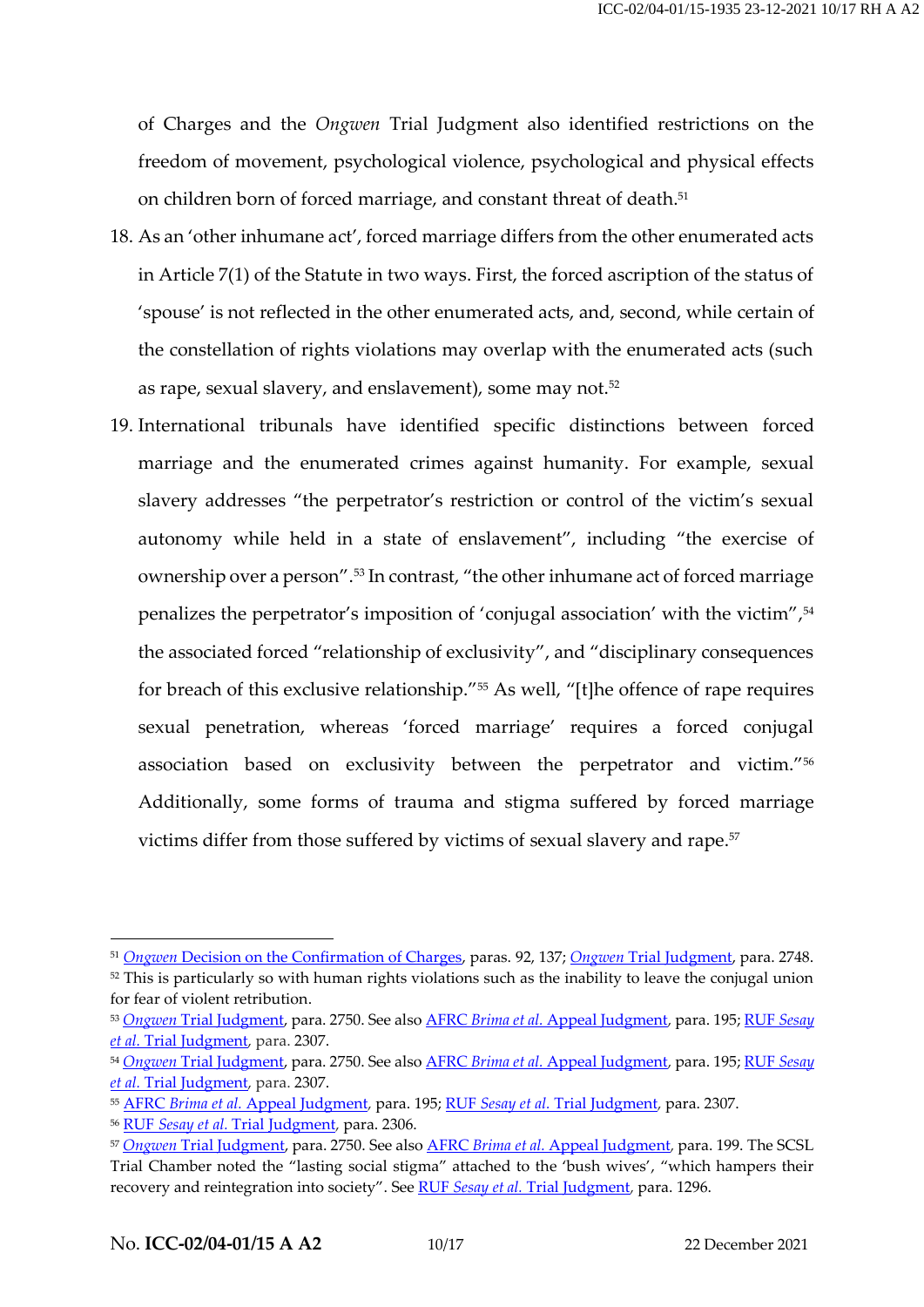of Charges and the *Ongwen* Trial Judgment also identified restrictions on the freedom of movement, psychological violence, psychological and physical effects on children born of forced marriage, and constant threat of death.[51]

18. As an 'other inhumane act', forced marriage differs from the other enumerated acts in Article 7(1) of the Statute in two ways. First, the forced ascription of the status of 'spouse' is not reflected in the other enumerated acts, and, second, while certain of the constellation of rights violations may overlap with the enumerated acts (such as rape, sexual slavery, and enslavement), some may not.[52]

19. International tribunals have identified specific distinctions between forced marriage and the enumerated crimes against humanity. For example, sexual slavery addresses "the perpetrator's restriction or control of the victim's sexual autonomy while held in a state of enslavement", including "the exercise of ownership over a person".[53] In contrast, "the other inhumane act of forced marriage penalizes the perpetrator's imposition of 'conjugal association' with the victim",[54] the associated forced "relationship of exclusivity", and "disciplinary consequences for breach of this exclusive relationship."[55] As well, "[t]he offence of rape requires sexual penetration, whereas 'forced marriage' requires a forced conjugal association based on exclusivity between the perpetrator and victim."[56] Additionally, some forms of trauma and stigma suffered by forced marriage victims differ from those suffered by victims of sexual slavery and rape.[57]

---

[51] *Ongwen* Decision on the Confirmation of Charges, paras. 92, 137; *Ongwen* Trial Judgment, para. 2748.

[52] This is particularly so with human rights violations such as the inability to leave the conjugal union for fear of violent retribution.

[53] *Ongwen* Trial Judgment, para. 2750. See also AFRC *Brima et al.* Appeal Judgment, para. 195; RUF *Sesay et al.* Trial Judgment, para. 2307.

[54] *Ongwen* Trial Judgment, para. 2750. See also AFRC *Brima et al.* Appeal Judgment, para. 195; RUF *Sesay et al.* Trial Judgment, para. 2307.

[55] AFRC *Brima et al.* Appeal Judgment, para. 195; RUF *Sesay et al.* Trial Judgment, para. 2307.

[56] RUF *Sesay et al.* Trial Judgment, para. 2306.

[57] *Ongwen* Trial Judgment, para. 2750. See also AFRC *Brima et al.* Appeal Judgment, para. 199. The SCSL Trial Chamber noted the "lasting social stigma" attached to the 'bush wives', "which hampers their recovery and reintegration into society". See RUF *Sesay et al.* Trial Judgment, para. 1296.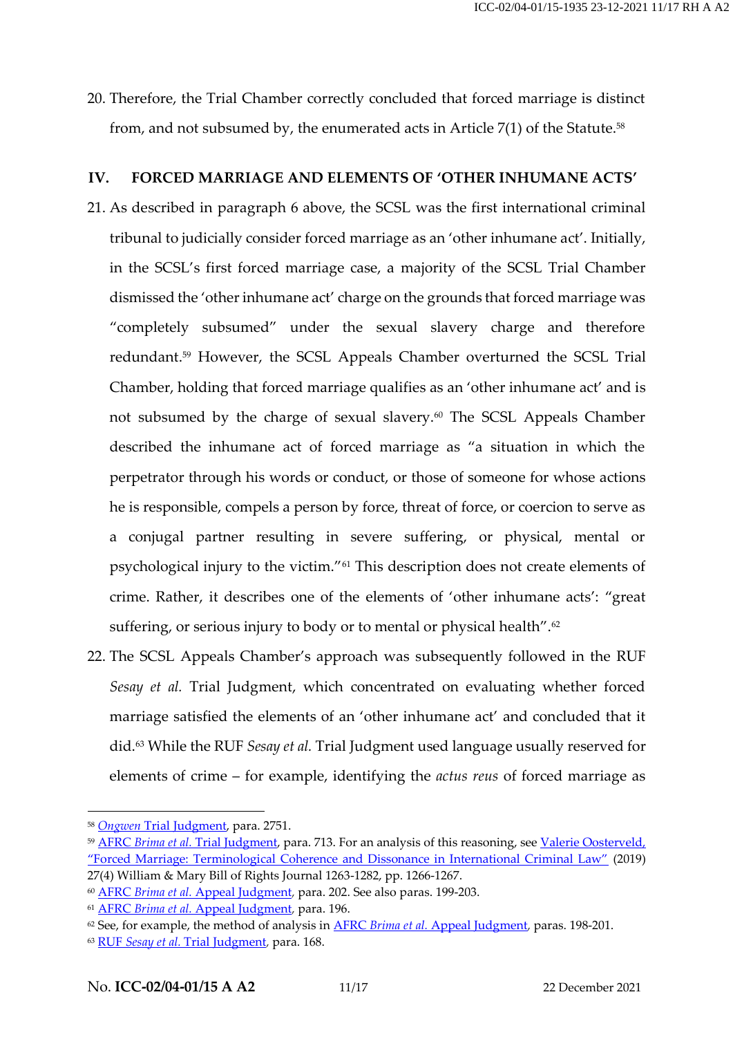20. Therefore, the Trial Chamber correctly concluded that forced marriage is distinct from, and not subsumed by, the enumerated acts in Article 7(1) of the Statute.[58]

## IV. FORCED MARRIAGE AND ELEMENTS OF 'OTHER INHUMANE ACTS'

21. As described in paragraph 6 above, the SCSL was the first international criminal tribunal to judicially consider forced marriage as an 'other inhumane act'. Initially, in the SCSL's first forced marriage case, a majority of the SCSL Trial Chamber dismissed the 'other inhumane act' charge on the grounds that forced marriage was "completely subsumed" under the sexual slavery charge and therefore redundant.[59] However, the SCSL Appeals Chamber overturned the SCSL Trial Chamber, holding that forced marriage qualifies as an 'other inhumane act' and is not subsumed by the charge of sexual slavery.[60] The SCSL Appeals Chamber described the inhumane act of forced marriage as "a situation in which the perpetrator through his words or conduct, or those of someone for whose actions he is responsible, compels a person by force, threat of force, or coercion to serve as a conjugal partner resulting in severe suffering, or physical, mental or psychological injury to the victim."[61] This description does not create elements of crime. Rather, it describes one of the elements of 'other inhumane acts': "great suffering, or serious injury to body or to mental or physical health".[62]

22. The SCSL Appeals Chamber's approach was subsequently followed in the RUF *Sesay et al.* Trial Judgment, which concentrated on evaluating whether forced marriage satisfied the elements of an 'other inhumane act' and concluded that it did.[63] While the RUF *Sesay et al.* Trial Judgment used language usually reserved for elements of crime – for example, identifying the *actus reus* of forced marriage as

---

[58] *Ongwen* Trial Judgment, para. 2751.

[59] AFRC *Brima et al.* Trial Judgment, para. 713. For an analysis of this reasoning, see Valerie Oosterveld, "Forced Marriage: Terminological Coherence and Dissonance in International Criminal Law" (2019) 27(4) William & Mary Bill of Rights Journal 1263-1282, pp. 1266-1267.

[60] AFRC *Brima et al.* Appeal Judgment, para. 202. See also paras. 199-203.

[61] AFRC *Brima et al.* Appeal Judgment, para. 196.

[62] See, for example, the method of analysis in AFRC *Brima et al.* Appeal Judgment, paras. 198-201.

[63] RUF *Sesay et al.* Trial Judgment, para. 168.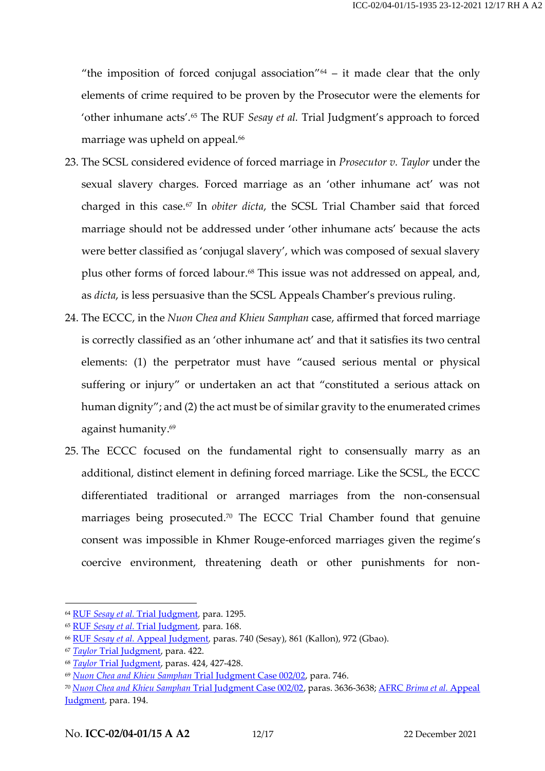"the imposition of forced conjugal association"[64] – it made clear that the only elements of crime required to be proven by the Prosecutor were the elements for 'other inhumane acts'.[65] The RUF *Sesay et al.* Trial Judgment's approach to forced marriage was upheld on appeal.[66]

23. The SCSL considered evidence of forced marriage in *Prosecutor v. Taylor* under the sexual slavery charges. Forced marriage as an 'other inhumane act' was not charged in this case.[67] In *obiter dicta*, the SCSL Trial Chamber said that forced marriage should not be addressed under 'other inhumane acts' because the acts were better classified as 'conjugal slavery', which was composed of sexual slavery plus other forms of forced labour.[68] This issue was not addressed on appeal, and, as *dicta*, is less persuasive than the SCSL Appeals Chamber's previous ruling.

24. The ECCC, in the *Nuon Chea and Khieu Samphan* case, affirmed that forced marriage is correctly classified as an 'other inhumane act' and that it satisfies its two central elements: (1) the perpetrator must have "caused serious mental or physical suffering or injury" or undertaken an act that "constituted a serious attack on human dignity"; and (2) the act must be of similar gravity to the enumerated crimes against humanity.[69]

25. The ECCC focused on the fundamental right to consensually marry as an additional, distinct element in defining forced marriage. Like the SCSL, the ECCC differentiated traditional or arranged marriages from the non-consensual marriages being prosecuted.[70] The ECCC Trial Chamber found that genuine consent was impossible in Khmer Rouge-enforced marriages given the regime's coercive environment, threatening death or other punishments for non-

---

[64] RUF *Sesay et al.* Trial Judgment, para. 1295.
[65] RUF *Sesay et al.* Trial Judgment, para. 168.
[66] RUF *Sesay et al.* Appeal Judgment, paras. 740 (Sesay), 861 (Kallon), 972 (Gbao).
[67] *Taylor* Trial Judgment, para. 422.
[68] *Taylor* Trial Judgment, paras. 424, 427-428.
[69] *Nuon Chea and Khieu Samphan* Trial Judgment Case 002/02, para. 746.
[70] *Nuon Chea and Khieu Samphan* Trial Judgment Case 002/02, paras. 3636-3638; AFRC *Brima et al.* Appeal Judgment, para. 194.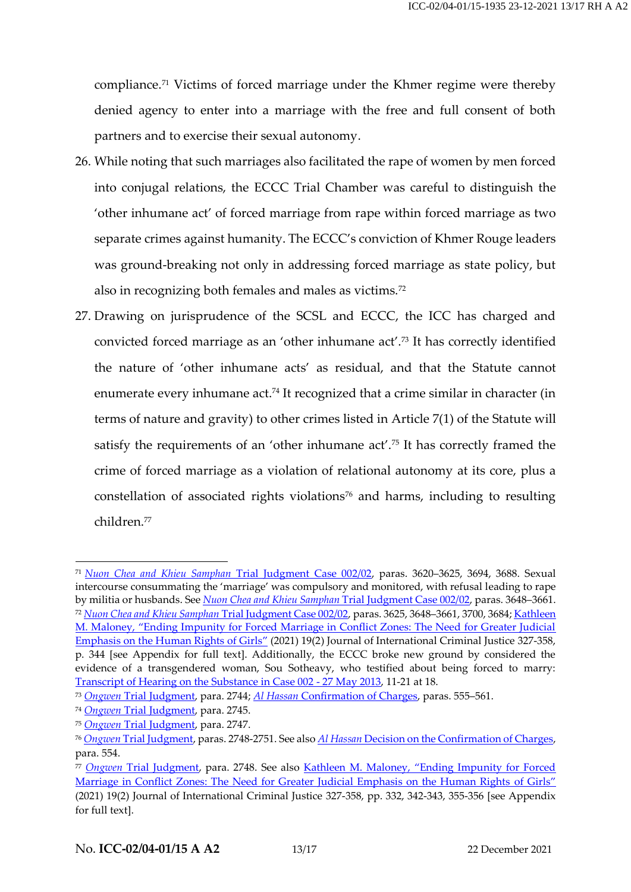compliance.[71] Victims of forced marriage under the Khmer regime were thereby denied agency to enter into a marriage with the free and full consent of both partners and to exercise their sexual autonomy.

26. While noting that such marriages also facilitated the rape of women by men forced into conjugal relations, the ECCC Trial Chamber was careful to distinguish the 'other inhumane act' of forced marriage from rape within forced marriage as two separate crimes against humanity. The ECCC's conviction of Khmer Rouge leaders was ground-breaking not only in addressing forced marriage as state policy, but also in recognizing both females and males as victims.[72]

27. Drawing on jurisprudence of the SCSL and ECCC, the ICC has charged and convicted forced marriage as an 'other inhumane act'.[73] It has correctly identified the nature of 'other inhumane acts' as residual, and that the Statute cannot enumerate every inhumane act.[74] It recognized that a crime similar in character (in terms of nature and gravity) to other crimes listed in Article 7(1) of the Statute will satisfy the requirements of an 'other inhumane act'.[75] It has correctly framed the crime of forced marriage as a violation of relational autonomy at its core, plus a constellation of associated rights violations[76] and harms, including to resulting children.[77]

---

[71] *Nuon Chea and Khieu Samphan* Trial Judgment Case 002/02, paras. 3620–3625, 3694, 3688. Sexual intercourse consummating the 'marriage' was compulsory and monitored, with refusal leading to rape by militia or husbands. See *Nuon Chea and Khieu Samphan* Trial Judgment Case 002/02, paras. 3648–3661.

[72] *Nuon Chea and Khieu Samphan* Trial Judgment Case 002/02, paras. 3625, 3648–3661, 3700, 3684; Kathleen M. Maloney, "Ending Impunity for Forced Marriage in Conflict Zones: The Need for Greater Judicial Emphasis on the Human Rights of Girls" (2021) 19(2) Journal of International Criminal Justice 327-358, p. 344 [see Appendix for full text]. Additionally, the ECCC broke new ground by considered the evidence of a transgendered woman, Sou Sotheavy, who testified about being forced to marry: Transcript of Hearing on the Substance in Case 002 - 27 May 2013, 11-21 at 18.

[73] *Ongwen* Trial Judgment, para. 2744; *Al Hassan* Confirmation of Charges, paras. 555–561.

[74] *Ongwen* Trial Judgment, para. 2745.

[75] *Ongwen* Trial Judgment, para. 2747.

[76] *Ongwen* Trial Judgment, paras. 2748-2751. See also *Al Hassan* Decision on the Confirmation of Charges, para. 554.

[77] *Ongwen* Trial Judgment, para. 2748. See also Kathleen M. Maloney, "Ending Impunity for Forced Marriage in Conflict Zones: The Need for Greater Judicial Emphasis on the Human Rights of Girls" (2021) 19(2) Journal of International Criminal Justice 327-358, pp. 332, 342-343, 355-356 [see Appendix for full text].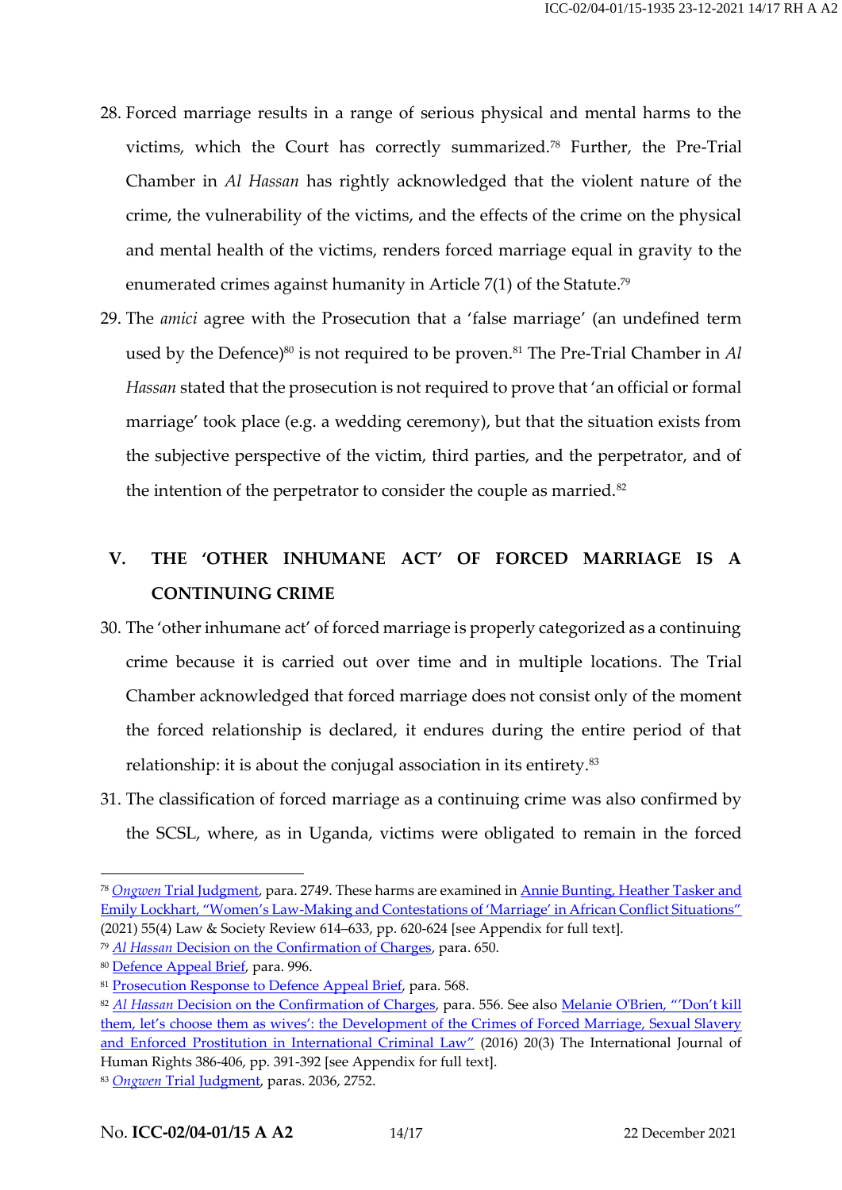28. Forced marriage results in a range of serious physical and mental harms to the victims, which the Court has correctly summarized.[78] Further, the Pre-Trial Chamber in *Al Hassan* has rightly acknowledged that the violent nature of the crime, the vulnerability of the victims, and the effects of the crime on the physical and mental health of the victims, renders forced marriage equal in gravity to the enumerated crimes against humanity in Article 7(1) of the Statute.[79]

29. The *amici* agree with the Prosecution that a 'false marriage' (an undefined term used by the Defence)[80] is not required to be proven.[81] The Pre-Trial Chamber in *Al Hassan* stated that the prosecution is not required to prove that 'an official or formal marriage' took place (e.g. a wedding ceremony), but that the situation exists from the subjective perspective of the victim, third parties, and the perpetrator, and of the intention of the perpetrator to consider the couple as married.[82]

## V. THE 'OTHER INHUMANE ACT' OF FORCED MARRIAGE IS A CONTINUING CRIME

30. The 'other inhumane act' of forced marriage is properly categorized as a continuing crime because it is carried out over time and in multiple locations. The Trial Chamber acknowledged that forced marriage does not consist only of the moment the forced relationship is declared, it endures during the entire period of that relationship: it is about the conjugal association in its entirety.[83]

31. The classification of forced marriage as a continuing crime was also confirmed by the SCSL, where, as in Uganda, victims were obligated to remain in the forced

---

[78] *Ongwen* Trial Judgment, para. 2749. These harms are examined in Annie Bunting, Heather Tasker and Emily Lockhart, "Women's Law-Making and Contestations of 'Marriage' in African Conflict Situations" (2021) 55(4) Law & Society Review 614–633, pp. 620-624 [see Appendix for full text].

[79] *Al Hassan* Decision on the Confirmation of Charges, para. 650.

[80] Defence Appeal Brief, para. 996.

[81] Prosecution Response to Defence Appeal Brief, para. 568.

[82] *Al Hassan* Decision on the Confirmation of Charges, para. 556. See also Melanie O'Brien, "'Don't kill them, let's choose them as wives': the Development of the Crimes of Forced Marriage, Sexual Slavery and Enforced Prostitution in International Criminal Law" (2016) 20(3) The International Journal of Human Rights 386-406, pp. 391-392 [see Appendix for full text].

[83] *Ongwen* Trial Judgment, paras. 2036, 2752.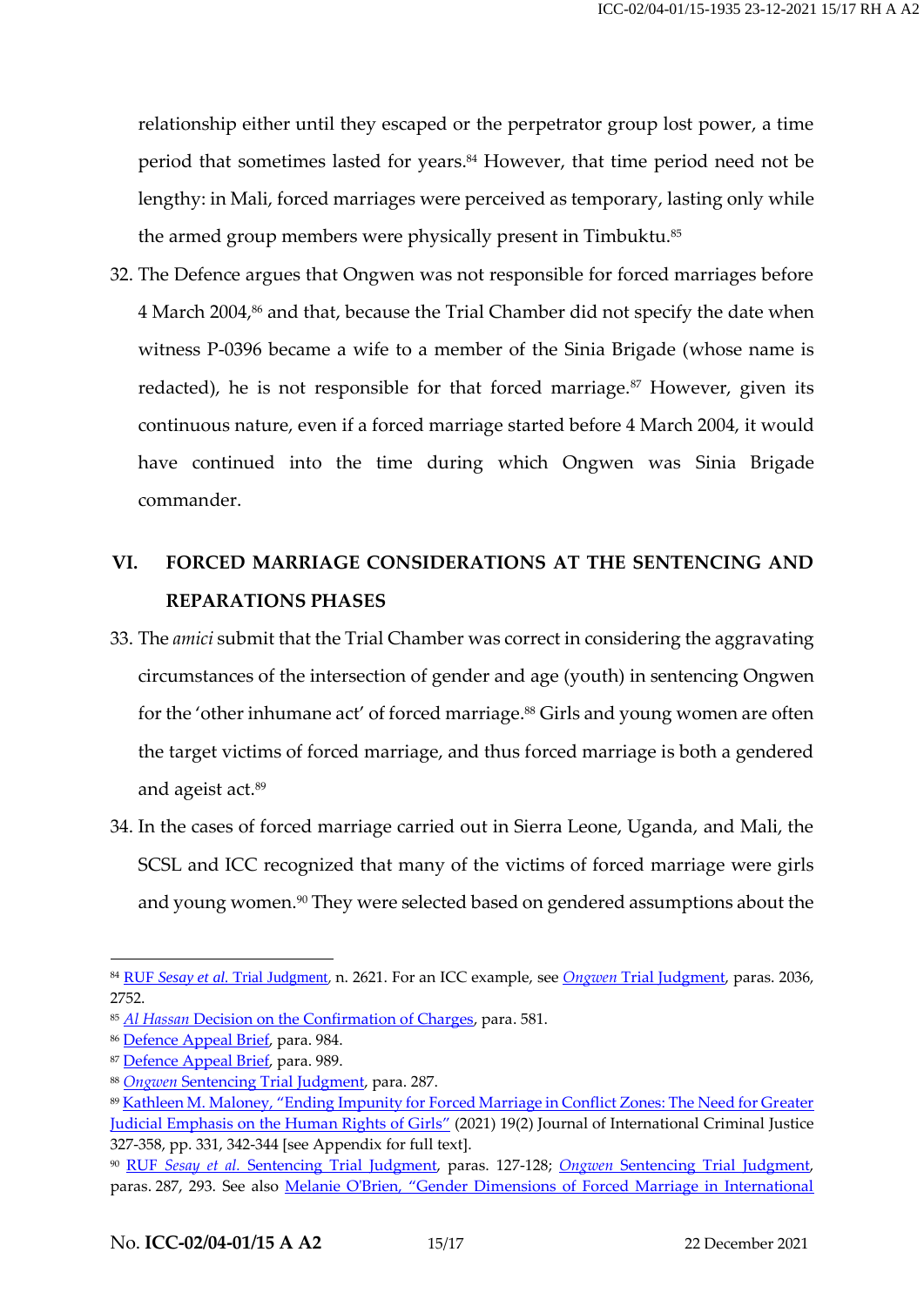relationship either until they escaped or the perpetrator group lost power, a time period that sometimes lasted for years.[84] However, that time period need not be lengthy: in Mali, forced marriages were perceived as temporary, lasting only while the armed group members were physically present in Timbuktu.[85]

32. The Defence argues that Ongwen was not responsible for forced marriages before 4 March 2004,[86] and that, because the Trial Chamber did not specify the date when witness P-0396 became a wife to a member of the Sinia Brigade (whose name is redacted), he is not responsible for that forced marriage.[87] However, given its continuous nature, even if a forced marriage started before 4 March 2004, it would have continued into the time during which Ongwen was Sinia Brigade commander.

## VI. FORCED MARRIAGE CONSIDERATIONS AT THE SENTENCING AND REPARATIONS PHASES

33. The *amici* submit that the Trial Chamber was correct in considering the aggravating circumstances of the intersection of gender and age (youth) in sentencing Ongwen for the 'other inhumane act' of forced marriage.[88] Girls and young women are often the target victims of forced marriage, and thus forced marriage is both a gendered and ageist act.[89]

34. In the cases of forced marriage carried out in Sierra Leone, Uganda, and Mali, the SCSL and ICC recognized that many of the victims of forced marriage were girls and young women.[90] They were selected based on gendered assumptions about the

---

[84] RUF *Sesay et al.* Trial Judgment, n. 2621. For an ICC example, see *Ongwen* Trial Judgment, paras. 2036, 2752.

[85] *Al Hassan* Decision on the Confirmation of Charges, para. 581.

[86] Defence Appeal Brief, para. 984.

[87] Defence Appeal Brief, para. 989.

[88] *Ongwen* Sentencing Trial Judgment, para. 287.

[89] Kathleen M. Maloney, "Ending Impunity for Forced Marriage in Conflict Zones: The Need for Greater Judicial Emphasis on the Human Rights of Girls" (2021) 19(2) Journal of International Criminal Justice 327-358, pp. 331, 342-344 [see Appendix for full text].

[90] RUF *Sesay et al.* Sentencing Trial Judgment, paras. 127-128; *Ongwen* Sentencing Trial Judgment, paras. 287, 293. See also Melanie O'Brien, "Gender Dimensions of Forced Marriage in International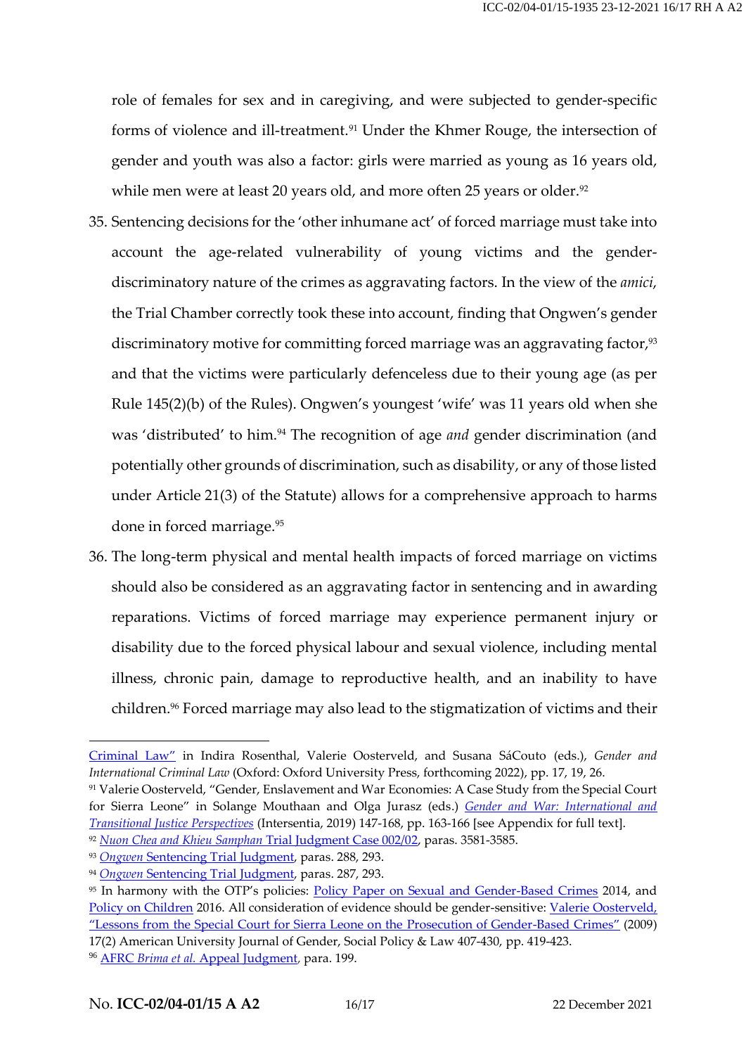role of females for sex and in caregiving, and were subjected to gender-specific forms of violence and ill-treatment.[91] Under the Khmer Rouge, the intersection of gender and youth was also a factor: girls were married as young as 16 years old, while men were at least 20 years old, and more often 25 years or older.[92]

35. Sentencing decisions for the 'other inhumane act' of forced marriage must take into account the age-related vulnerability of young victims and the gender-discriminatory nature of the crimes as aggravating factors. In the view of the *amici*, the Trial Chamber correctly took these into account, finding that Ongwen's gender discriminatory motive for committing forced marriage was an aggravating factor,[93] and that the victims were particularly defenceless due to their young age (as per Rule 145(2)(b) of the Rules). Ongwen's youngest 'wife' was 11 years old when she was 'distributed' to him.[94] The recognition of age *and* gender discrimination (and potentially other grounds of discrimination, such as disability, or any of those listed under Article 21(3) of the Statute) allows for a comprehensive approach to harms done in forced marriage.[95]

36. The long-term physical and mental health impacts of forced marriage on victims should also be considered as an aggravating factor in sentencing and in awarding reparations. Victims of forced marriage may experience permanent injury or disability due to the forced physical labour and sexual violence, including mental illness, chronic pain, damage to reproductive health, and an inability to have children.[96] Forced marriage may also lead to the stigmatization of victims and their

---

Criminal Law" in Indira Rosenthal, Valerie Oosterveld, and Susana SáCouto (eds.), *Gender and International Criminal Law* (Oxford: Oxford University Press, forthcoming 2022), pp. 17, 19, 26.

[91] Valerie Oosterveld, "Gender, Enslavement and War Economies: A Case Study from the Special Court for Sierra Leone" in Solange Mouthaan and Olga Jurasz (eds.) *Gender and War: International and Transitional Justice Perspectives* (Intersentia, 2019) 147-168, pp. 163-166 [see Appendix for full text].

[92] *Nuon Chea and Khieu Samphan* Trial Judgment Case 002/02, paras. 3581-3585.

[93] *Ongwen* Sentencing Trial Judgment, paras. 288, 293.

[94] *Ongwen* Sentencing Trial Judgment, paras. 287, 293.

[95] In harmony with the OTP's policies: Policy Paper on Sexual and Gender-Based Crimes 2014, and Policy on Children 2016. All consideration of evidence should be gender-sensitive: Valerie Oosterveld, "Lessons from the Special Court for Sierra Leone on the Prosecution of Gender-Based Crimes" (2009) 17(2) American University Journal of Gender, Social Policy & Law 407-430, pp. 419-423.

[96] AFRC *Brima et al.* Appeal Judgment, para. 199.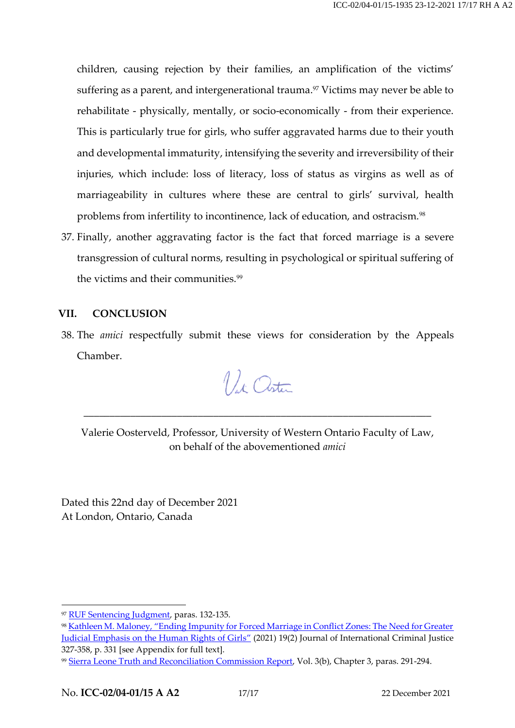children, causing rejection by their families, an amplification of the victims' suffering as a parent, and intergenerational trauma.[97] Victims may never be able to rehabilitate - physically, mentally, or socio-economically - from their experience. This is particularly true for girls, who suffer aggravated harms due to their youth and developmental immaturity, intensifying the severity and irreversibility of their injuries, which include: loss of literacy, loss of status as virgins as well as of marriageability in cultures where these are central to girls' survival, health problems from infertility to incontinence, lack of education, and ostracism.[98]

37. Finally, another aggravating factor is the fact that forced marriage is a severe transgression of cultural norms, resulting in psychological or spiritual suffering of the victims and their communities.[99]

## VII. CONCLUSION

38. The *amici* respectfully submit these views for consideration by the Appeals Chamber.

Val Oster

---

Valerie Oosterveld, Professor, University of Western Ontario Faculty of Law, on behalf of the abovementioned *amici*

Dated this 22nd day of December 2021
At London, Ontario, Canada

---

[97] RUF Sentencing Judgment, paras. 132-135.

[98] Kathleen M. Maloney, "Ending Impunity for Forced Marriage in Conflict Zones: The Need for Greater Judicial Emphasis on the Human Rights of Girls" (2021) 19(2) Journal of International Criminal Justice 327-358, p. 331 [see Appendix for full text].

[99] Sierra Leone Truth and Reconciliation Commission Report, Vol. 3(b), Chapter 3, paras. 291-294.